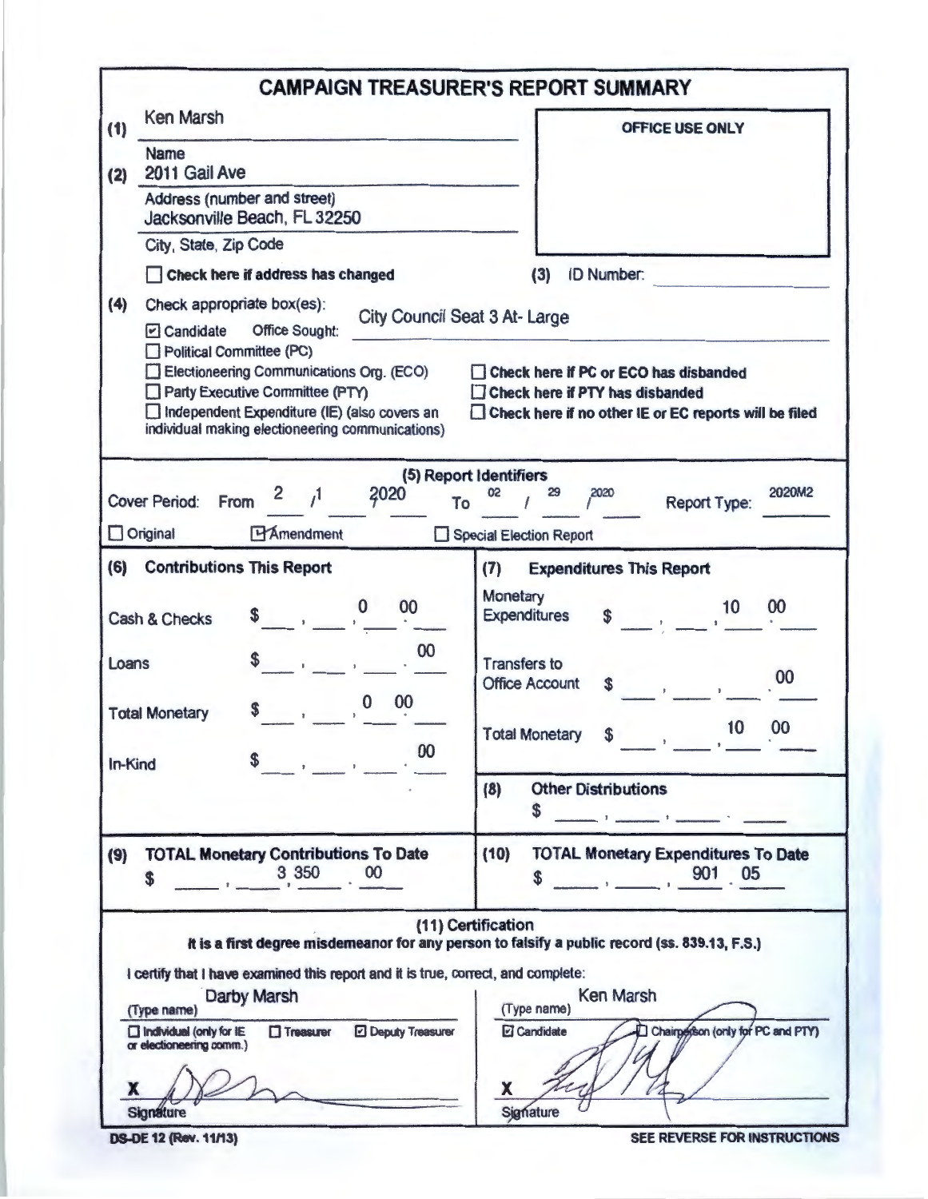# CAMPAIGN TREASURER'S REPORT SUMMARY

**(1)** Ken Marsh
Name

**(2)** 2011 Gail Ave
Address (number and street)
Jacksonville Beach, FL 32250
City, State, Zip Code

☐ **Check here if address has changed**

**OFFICE USE ONLY**

**(3)** ID Number:

**(4)** Check appropriate box(es):

☑ Candidate — Office Sought: City Council Seat 3 At- Large
☐ Political Committee (PC)
☐ Electioneering Communications Org. (ECO)
☐ Party Executive Committee (PTY)
☐ Independent Expenditure (IE) (also covers an individual making electioneering communications)

☐ **Check here if PC or ECO has disbanded**
☐ **Check here if PTY has disbanded**
☐ **Check here if no other IE or EC reports will be filed**

## (5) Report Identifiers

Cover Period: From 2 / 1 / 2020 To 02 / 29 / 2020 — Report Type: 2020M2

☐ Original ☑ Amendment ☐ Special Election Report

| (6) Contributions This Report | | (7) Expenditures This Report | |
|---|---|---|---|
| Cash & Checks | $ 0.00 | Monetary Expenditures | $ 10.00 |
| Loans | $ .00 | Transfers to Office Account | $ .00 |
| Total Monetary | $ 0.00 | Total Monetary | $ 10.00 |
| In-Kind | $ .00 | (8) Other Distributions | $ |

| (9) TOTAL Monetary Contributions To Date | (10) TOTAL Monetary Expenditures To Date |
|---|---|
| $ 3,350.00 | $ 901.05 |

## (11) Certification

**It is a first degree misdemeanor for any person to falsify a public record (ss. 839.13, F.S.)**

I certify that I have examined this report and it is true, correct, and complete:

(Type name) Darby Marsh
☐ Individual (only for IE or electioneering comm.) ☐ Treasurer ☑ Deputy Treasurer

X [signature]
Signature

(Type name) Ken Marsh
☑ Candidate ☐ Chairperson (only for PC and PTY)

X [signature]
Signature

DS-DE 12 (Rev. 11/13)

SEE REVERSE FOR INSTRUCTIONS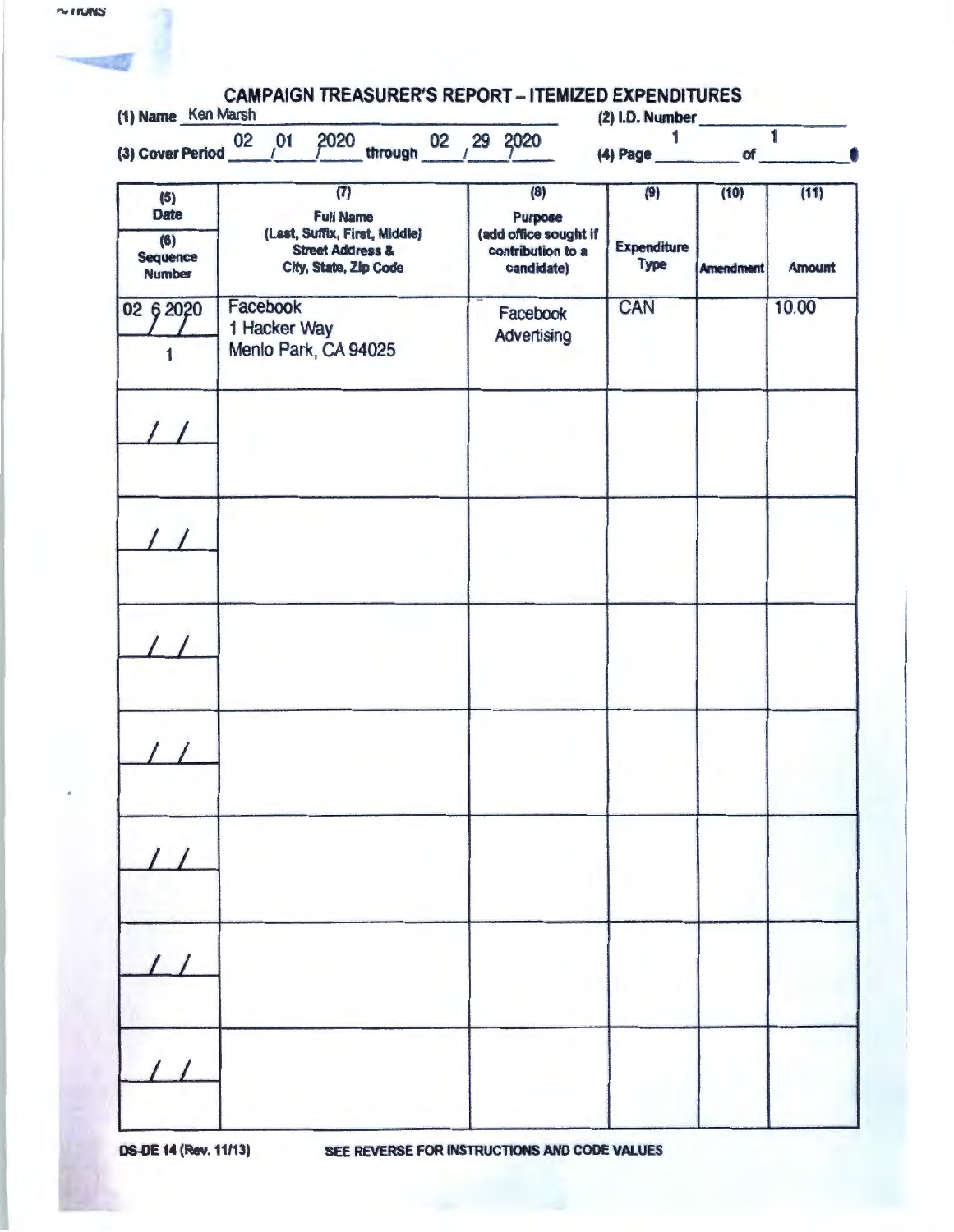# CAMPAIGN TREASURER'S REPORT – ITEMIZED EXPENDITURES

(1) Name Ken Marsh

(2) I.D. Number

(3) Cover Period 02 / 01 / 2020 through 02 / 29 / 2020

(4) Page 1 of 1

| (5) Date / (6) Sequence Number | (7) Full Name (Last, Suffix, First, Middle) Street Address & City, State, Zip Code | (8) Purpose (add office sought if contribution to a candidate) | (9) Expenditure Type | (10) Amendment | (11) Amount |
|---|---|---|---|---|---|
| 02 / 6 / 2020<br>1 | Facebook<br>1 Hacker Way<br>Menlo Park, CA 94025 | Facebook Advertising | CAN | | 10.00 |
| / / | | | | | |
| / / | | | | | |
| / / | | | | | |
| / / | | | | | |
| / / | | | | | |
| / / | | | | | |
| / / | | | | | |

DS-DE 14 (Rev. 11/13) SEE REVERSE FOR INSTRUCTIONS AND CODE VALUES